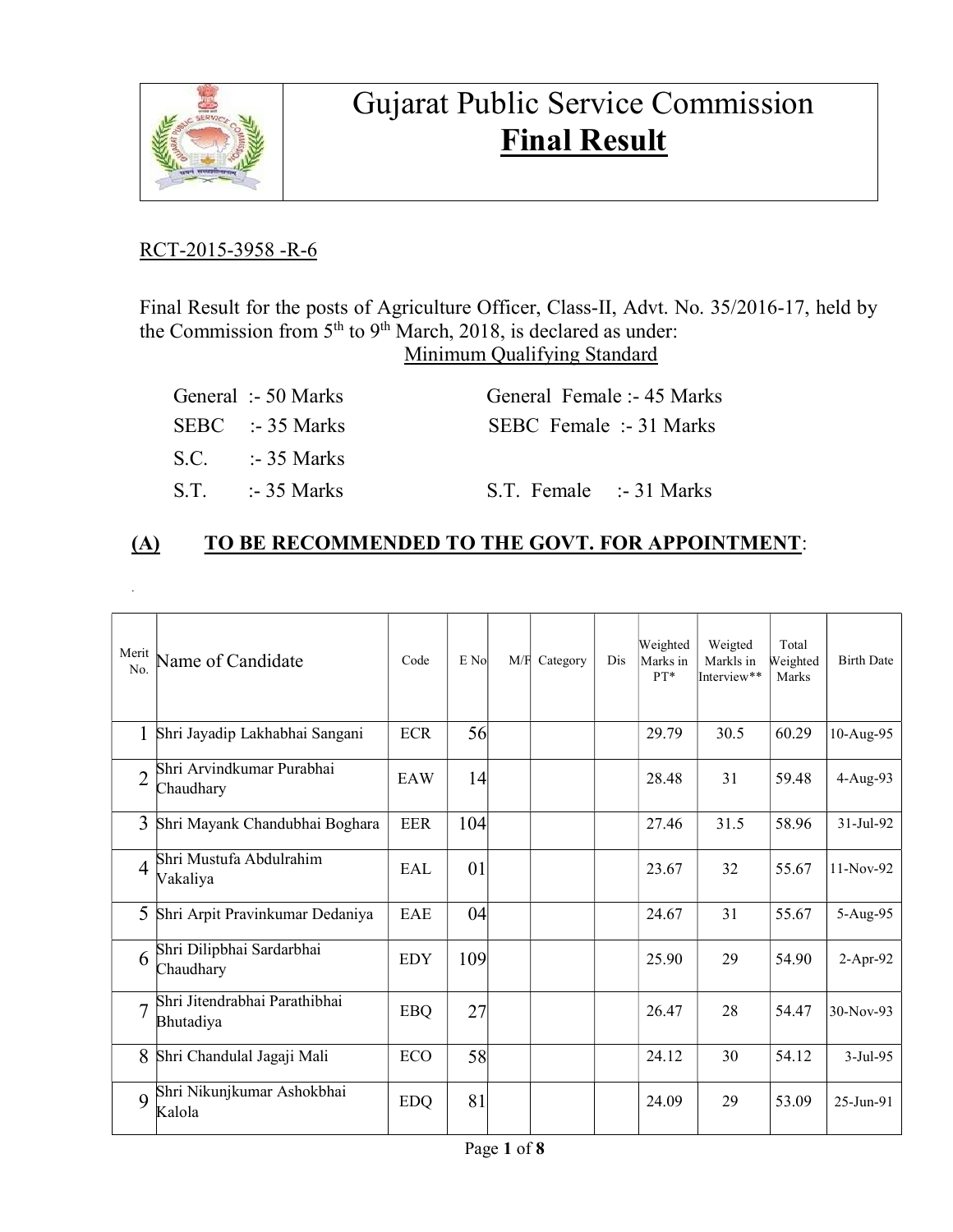# Gujarat Public Service Commission
## Final Result

RCT-2015-3958 -R-6

Final Result for the posts of Agriculture Officer, Class-II, Advt. No. 35/2016-17, held by the Commission from 5th to 9th March, 2018, is declared as under:

Minimum Qualifying Standard

| | |
|---|---|
| General :- 50 Marks | General Female :- 45 Marks |
| SEBC :- 35 Marks | SEBC Female :- 31 Marks |
| S.C. :- 35 Marks | |
| S.T. :- 35 Marks | S.T. Female :- 31 Marks |

### (A) TO BE RECOMMENDED TO THE GOVT. FOR APPOINTMENT:

| Merit No. | Name of Candidate | Code | E No | M/F | Category | Dis | Weighted Marks in PT* | Weigted Markls in Interview** | Total Weighted Marks | Birth Date |
|---|---|---|---|---|---|---|---|---|---|---|
| 1 | Shri Jayadip Lakhabhai Sangani | ECR | 56 | | | | 29.79 | 30.5 | 60.29 | 10-Aug-95 |
| 2 | Shri Arvindkumar Purabhai Chaudhary | EAW | 14 | | | | 28.48 | 31 | 59.48 | 4-Aug-93 |
| 3 | Shri Mayank Chandubhai Boghara | EER | 104 | | | | 27.46 | 31.5 | 58.96 | 31-Jul-92 |
| 4 | Shri Mustufa Abdulrahim Vakaliya | EAL | 01 | | | | 23.67 | 32 | 55.67 | 11-Nov-92 |
| 5 | Shri Arpit Pravinkumar Dedaniya | EAE | 04 | | | | 24.67 | 31 | 55.67 | 5-Aug-95 |
| 6 | Shri Dilipbhai Sardarbhai Chaudhary | EDY | 109 | | | | 25.90 | 29 | 54.90 | 2-Apr-92 |
| 7 | Shri Jitendrabhai Parathibhai Bhutadiya | EBQ | 27 | | | | 26.47 | 28 | 54.47 | 30-Nov-93 |
| 8 | Shri Chandulal Jagaji Mali | ECO | 58 | | | | 24.12 | 30 | 54.12 | 3-Jul-95 |
| 9 | Shri Nikunjkumar Ashokbhai Kalola | EDQ | 81 | | | | 24.09 | 29 | 53.09 | 25-Jun-91 |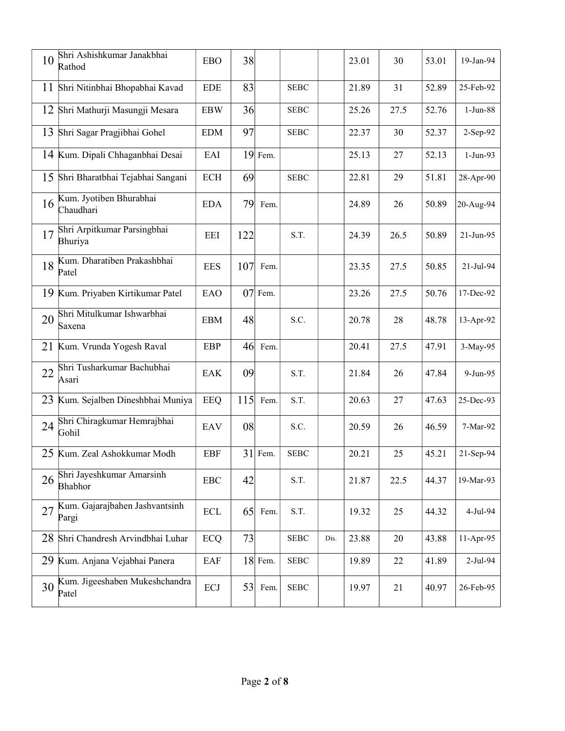| | | | | | | | | | | |
|---|---|---|---|---|---|---|---|---|---|---|
| 10 | Shri Ashishkumar Janakbhai Rathod | EBO | 38 | | | | 23.01 | 30 | 53.01 | 19-Jan-94 |
| 11 | Shri Nitinbhai Bhopabhai Kavad | EDE | 83 | | SEBC | | 21.89 | 31 | 52.89 | 25-Feb-92 |
| 12 | Shri Mathurji Masungji Mesara | EBW | 36 | | SEBC | | 25.26 | 27.5 | 52.76 | 1-Jun-88 |
| 13 | Shri Sagar Pragjibhai Gohel | EDM | 97 | | SEBC | | 22.37 | 30 | 52.37 | 2-Sep-92 |
| 14 | Kum. Dipali Chhaganbhai Desai | EAI | 19 | Fem. | | | 25.13 | 27 | 52.13 | 1-Jun-93 |
| 15 | Shri Bharatbhai Tejabhai Sangani | ECH | 69 | | SEBC | | 22.81 | 29 | 51.81 | 28-Apr-90 |
| 16 | Kum. Jyotiben Bhurabhai Chaudhari | EDA | 79 | Fem. | | | 24.89 | 26 | 50.89 | 20-Aug-94 |
| 17 | Shri Arpitkumar Parsingbhai Bhuriya | EEI | 122 | | S.T. | | 24.39 | 26.5 | 50.89 | 21-Jun-95 |
| 18 | Kum. Dharatiben Prakashbhai Patel | EES | 107 | Fem. | | | 23.35 | 27.5 | 50.85 | 21-Jul-94 |
| 19 | Kum. Priyaben Kirtikumar Patel | EAO | 07 | Fem. | | | 23.26 | 27.5 | 50.76 | 17-Dec-92 |
| 20 | Shri Mitulkumar Ishwarbhai Saxena | EBM | 48 | | S.C. | | 20.78 | 28 | 48.78 | 13-Apr-92 |
| 21 | Kum. Vrunda Yogesh Raval | EBP | 46 | Fem. | | | 20.41 | 27.5 | 47.91 | 3-May-95 |
| 22 | Shri Tusharkumar Bachubhai Asari | EAK | 09 | | S.T. | | 21.84 | 26 | 47.84 | 9-Jun-95 |
| 23 | Kum. Sejalben Dineshbhai Muniya | EEQ | 115 | Fem. | S.T. | | 20.63 | 27 | 47.63 | 25-Dec-93 |
| 24 | Shri Chiragkumar Hemrajbhai Gohil | EAV | 08 | | S.C. | | 20.59 | 26 | 46.59 | 7-Mar-92 |
| 25 | Kum. Zeal Ashokkumar Modh | EBF | 31 | Fem. | SEBC | | 20.21 | 25 | 45.21 | 21-Sep-94 |
| 26 | Shri Jayeshkumar Amarsinh Bhabhor | EBC | 42 | | S.T. | | 21.87 | 22.5 | 44.37 | 19-Mar-93 |
| 27 | Kum. Gajarajbahen Jashvantsinh Pargi | ECL | 65 | Fem. | S.T. | | 19.32 | 25 | 44.32 | 4-Jul-94 |
| 28 | Shri Chandresh Arvindbhai Luhar | ECQ | 73 | | SEBC | Dis. | 23.88 | 20 | 43.88 | 11-Apr-95 |
| 29 | Kum. Anjana Vejabhai Panera | EAF | 18 | Fem. | SEBC | | 19.89 | 22 | 41.89 | 2-Jul-94 |
| 30 | Kum. Jigeeshaben Mukeshchandra Patel | ECJ | 53 | Fem. | SEBC | | 19.97 | 21 | 40.97 | 26-Feb-95 |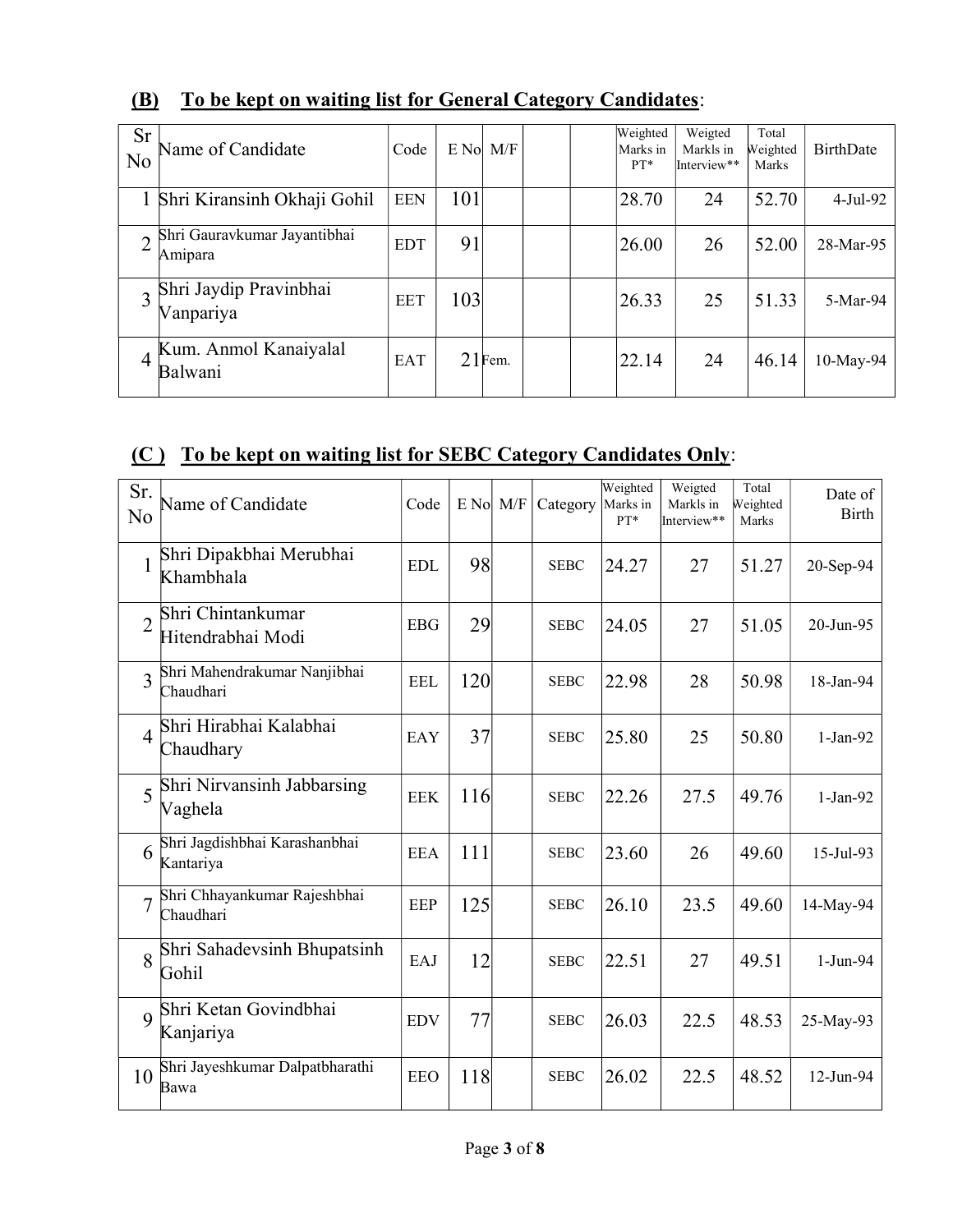## **(B) To be kept on waiting list for General Category Candidates**:

| Sr No | Name of Candidate | Code | E No | M/F | | | Weighted Marks in PT* | Weigted Markls in Interview** | Total Weighted Marks | BirthDate |
|---|---|---|---|---|---|---|---|---|---|---|
| 1 | Shri Kiransinh Okhaji Gohil | EEN | 101 | | | | 28.70 | 24 | 52.70 | 4-Jul-92 |
| 2 | Shri Gauravkumar Jayantibhai Amipara | EDT | 91 | | | | 26.00 | 26 | 52.00 | 28-Mar-95 |
| 3 | Shri Jaydip Pravinbhai Vanpariya | EET | 103 | | | | 26.33 | 25 | 51.33 | 5-Mar-94 |
| 4 | Kum. Anmol Kanaiyalal Balwani | EAT | 21 | Fem. | | | 22.14 | 24 | 46.14 | 10-May-94 |

## **(C ) To be kept on waiting list for SEBC Category Candidates Only**:

| Sr. No | Name of Candidate | Code | E No | M/F | Category | Weighted Marks in PT* | Weigted Markls in Interview** | Total Weighted Marks | Date of Birth |
|---|---|---|---|---|---|---|---|---|---|
| 1 | Shri Dipakbhai Merubhai Khambhala | EDL | 98 | | SEBC | 24.27 | 27 | 51.27 | 20-Sep-94 |
| 2 | Shri Chintankumar Hitendrabhai Modi | EBG | 29 | | SEBC | 24.05 | 27 | 51.05 | 20-Jun-95 |
| 3 | Shri Mahendrakumar Nanjibhai Chaudhari | EEL | 120 | | SEBC | 22.98 | 28 | 50.98 | 18-Jan-94 |
| 4 | Shri Hirabhai Kalabhai Chaudhary | EAY | 37 | | SEBC | 25.80 | 25 | 50.80 | 1-Jan-92 |
| 5 | Shri Nirvansinh Jabbarsing Vaghela | EEK | 116 | | SEBC | 22.26 | 27.5 | 49.76 | 1-Jan-92 |
| 6 | Shri Jagdishbhai Karashanbhai Kantariya | EEA | 111 | | SEBC | 23.60 | 26 | 49.60 | 15-Jul-93 |
| 7 | Shri Chhayankumar Rajeshbhai Chaudhari | EEP | 125 | | SEBC | 26.10 | 23.5 | 49.60 | 14-May-94 |
| 8 | Shri Sahadevsinh Bhupatsinh Gohil | EAJ | 12 | | SEBC | 22.51 | 27 | 49.51 | 1-Jun-94 |
| 9 | Shri Ketan Govindbhai Kanjariya | EDV | 77 | | SEBC | 26.03 | 22.5 | 48.53 | 25-May-93 |
| 10 | Shri Jayeshkumar Dalpatbharathi Bawa | EEO | 118 | | SEBC | 26.02 | 22.5 | 48.52 | 12-Jun-94 |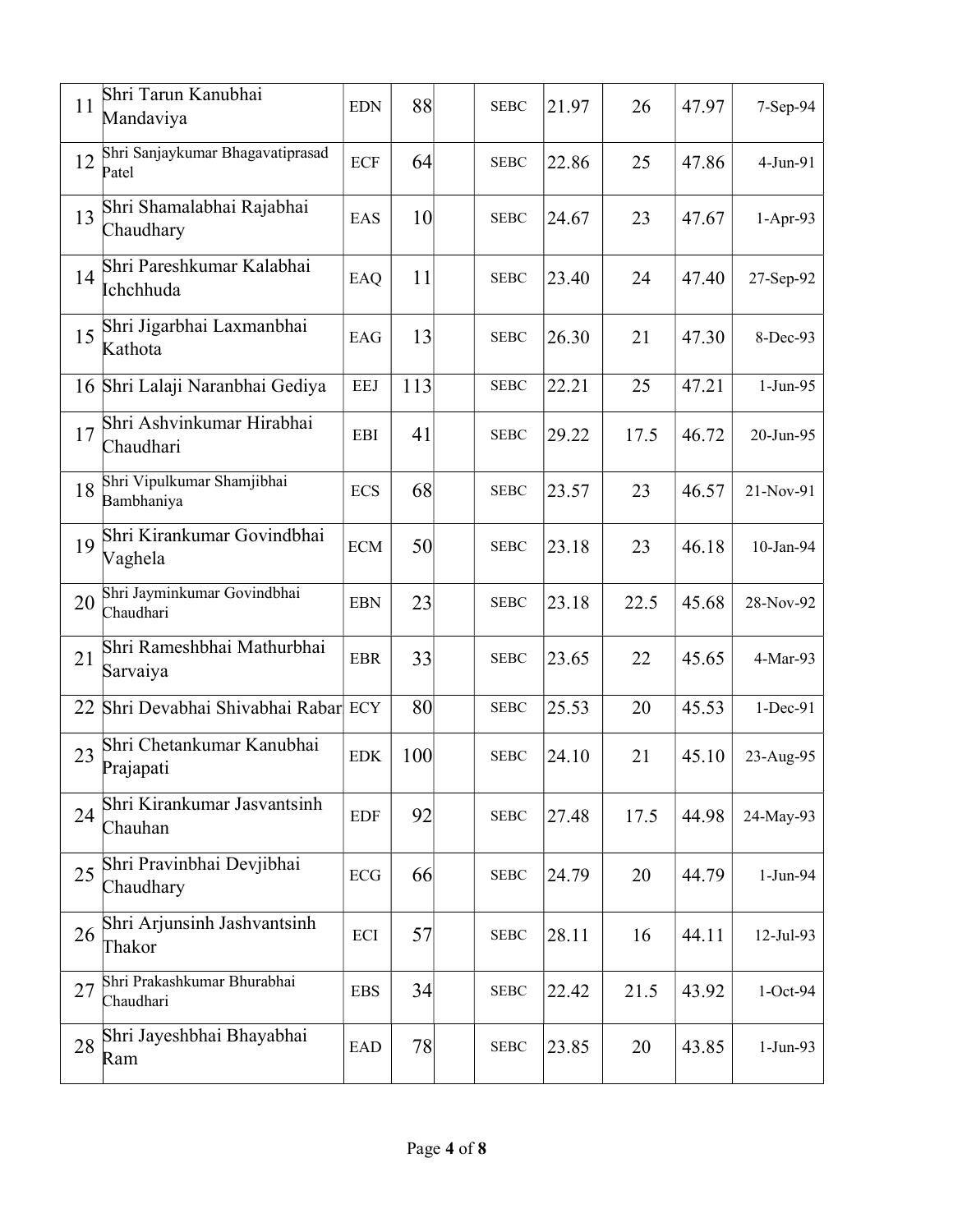| | | | | | | | | | |
|---|---|---|---|---|---|---|---|---|---|
| 11 | Shri Tarun Kanubhai Mandaviya | EDN | 88 | | SEBC | 21.97 | 26 | 47.97 | 7-Sep-94 |
| 12 | Shri Sanjaykumar Bhagavatiprasad Patel | ECF | 64 | | SEBC | 22.86 | 25 | 47.86 | 4-Jun-91 |
| 13 | Shri Shamalabhai Rajabhai Chaudhary | EAS | 10 | | SEBC | 24.67 | 23 | 47.67 | 1-Apr-93 |
| 14 | Shri Pareshkumar Kalabhai Ichchhuda | EAQ | 11 | | SEBC | 23.40 | 24 | 47.40 | 27-Sep-92 |
| 15 | Shri Jigarbhai Laxmanbhai Kathota | EAG | 13 | | SEBC | 26.30 | 21 | 47.30 | 8-Dec-93 |
| 16 | Shri Lalaji Naranbhai Gediya | EEJ | 113 | | SEBC | 22.21 | 25 | 47.21 | 1-Jun-95 |
| 17 | Shri Ashvinkumar Hirabhai Chaudhari | EBI | 41 | | SEBC | 29.22 | 17.5 | 46.72 | 20-Jun-95 |
| 18 | Shri Vipulkumar Shamjibhai Bambhaniya | ECS | 68 | | SEBC | 23.57 | 23 | 46.57 | 21-Nov-91 |
| 19 | Shri Kirankumar Govindbhai Vaghela | ECM | 50 | | SEBC | 23.18 | 23 | 46.18 | 10-Jan-94 |
| 20 | Shri Jayminkumar Govindbhai Chaudhari | EBN | 23 | | SEBC | 23.18 | 22.5 | 45.68 | 28-Nov-92 |
| 21 | Shri Rameshbhai Mathurbhai Sarvaiya | EBR | 33 | | SEBC | 23.65 | 22 | 45.65 | 4-Mar-93 |
| 22 | Shri Devabhai Shivabhai Rabar | ECY | 80 | | SEBC | 25.53 | 20 | 45.53 | 1-Dec-91 |
| 23 | Shri Chetankumar Kanubhai Prajapati | EDK | 100 | | SEBC | 24.10 | 21 | 45.10 | 23-Aug-95 |
| 24 | Shri Kirankumar Jasvantsinh Chauhan | EDF | 92 | | SEBC | 27.48 | 17.5 | 44.98 | 24-May-93 |
| 25 | Shri Pravinbhai Devjibhai Chaudhary | ECG | 66 | | SEBC | 24.79 | 20 | 44.79 | 1-Jun-94 |
| 26 | Shri Arjunsinh Jashvantsinh Thakor | ECI | 57 | | SEBC | 28.11 | 16 | 44.11 | 12-Jul-93 |
| 27 | Shri Prakashkumar Bhurabhai Chaudhari | EBS | 34 | | SEBC | 22.42 | 21.5 | 43.92 | 1-Oct-94 |
| 28 | Shri Jayeshbhai Bhayabhai Ram | EAD | 78 | | SEBC | 23.85 | 20 | 43.85 | 1-Jun-93 |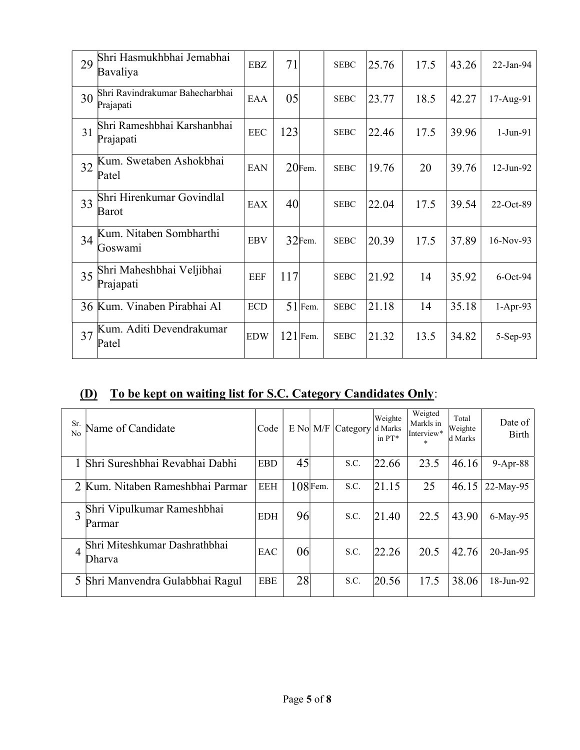| | | | | | | | | | |
|---|---|---|---|---|---|---|---|---|---|
| 29 | Shri Hasmukhbhai Jemabhai Bavaliya | EBZ | 71 | | SEBC | 25.76 | 17.5 | 43.26 | 22-Jan-94 |
| 30 | Shri Ravindrakumar Bahecharbhai Prajapati | EAA | 05 | | SEBC | 23.77 | 18.5 | 42.27 | 17-Aug-91 |
| 31 | Shri Rameshbhai Karshanbhai Prajapati | EEC | 123 | | SEBC | 22.46 | 17.5 | 39.96 | 1-Jun-91 |
| 32 | Kum. Swetaben Ashokbhai Patel | EAN | 20 | Fem. | SEBC | 19.76 | 20 | 39.76 | 12-Jun-92 |
| 33 | Shri Hirenkumar Govindlal Barot | EAX | 40 | | SEBC | 22.04 | 17.5 | 39.54 | 22-Oct-89 |
| 34 | Kum. Nitaben Sombharthi Goswami | EBV | 32 | Fem. | SEBC | 20.39 | 17.5 | 37.89 | 16-Nov-93 |
| 35 | Shri Maheshbhai Veljibhai Prajapati | EEF | 117 | | SEBC | 21.92 | 14 | 35.92 | 6-Oct-94 |
| 36 | Kum. Vinaben Pirabhai Al | ECD | 51 | Fem. | SEBC | 21.18 | 14 | 35.18 | 1-Apr-93 |
| 37 | Kum. Aditi Devendrakumar Patel | EDW | 121 | Fem. | SEBC | 21.32 | 13.5 | 34.82 | 5-Sep-93 |

## (D) To be kept on waiting list for S.C. Category Candidates Only:

| Sr. No | Name of Candidate | Code | E No | M/F | Category | Weighted Marks in PT* | Weigted Markls in Interview** | Total Weighted Marks | Date of Birth |
|---|---|---|---|---|---|---|---|---|---|
| 1 | Shri Sureshbhai Revabhai Dabhi | EBD | 45 | | S.C. | 22.66 | 23.5 | 46.16 | 9-Apr-88 |
| 2 | Kum. Nitaben Rameshbhai Parmar | EEH | 108 | Fem. | S.C. | 21.15 | 25 | 46.15 | 22-May-95 |
| 3 | Shri Vipulkumar Rameshbhai Parmar | EDH | 96 | | S.C. | 21.40 | 22.5 | 43.90 | 6-May-95 |
| 4 | Shri Miteshkumar Dashrathbhai Dharva | EAC | 06 | | S.C. | 22.26 | 20.5 | 42.76 | 20-Jan-95 |
| 5 | Shri Manvendra Gulabbhai Ragul | EBE | 28 | | S.C. | 20.56 | 17.5 | 38.06 | 18-Jun-92 |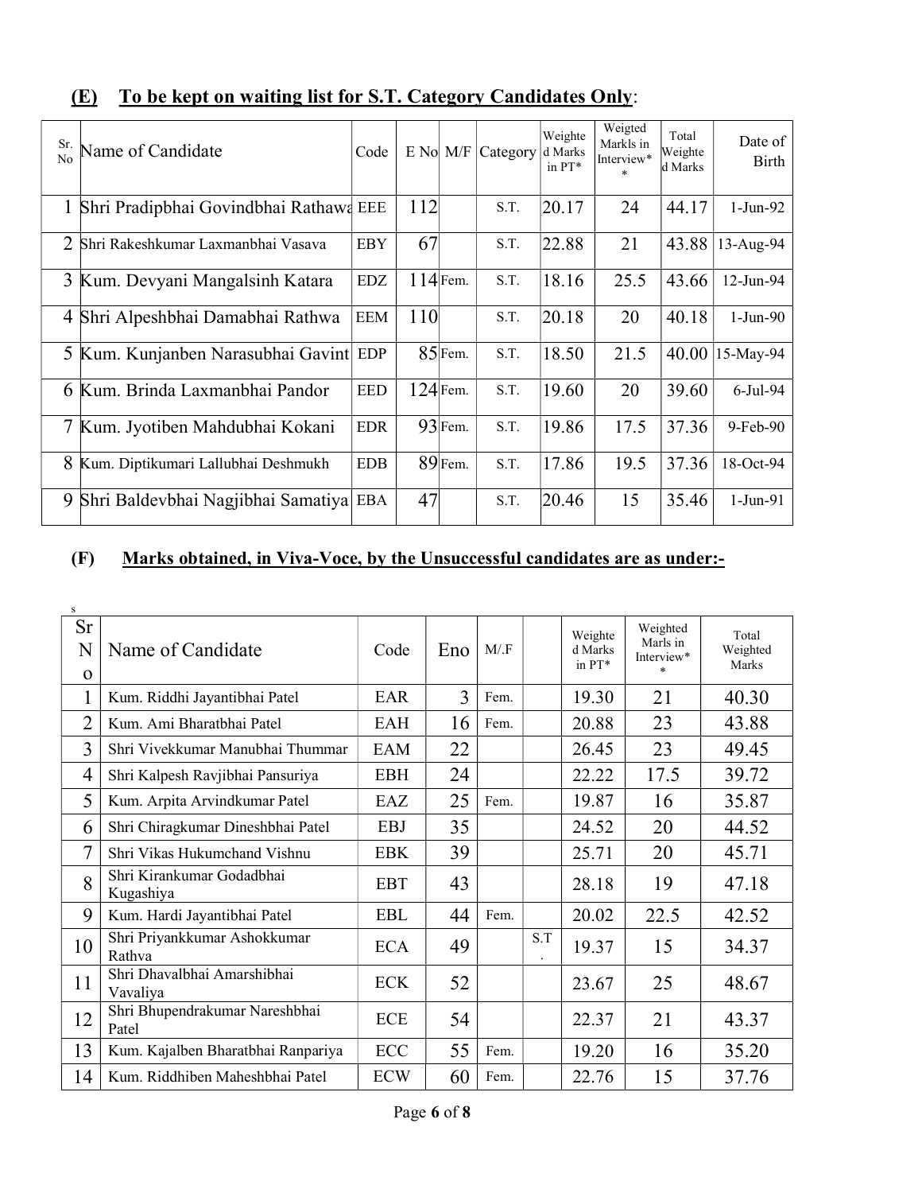## (E) To be kept on waiting list for S.T. Category Candidates Only:

| Sr. No | Name of Candidate | Code | E No | M/F | Category | Weighted Marks in PT* | Weigted Markls in Interview** | Total Weighted Marks | Date of Birth |
|---|---|---|---|---|---|---|---|---|---|
| 1 | Shri Pradipbhai Govindbhai Rathawa | EEE | 112 | | S.T. | 20.17 | 24 | 44.17 | 1-Jun-92 |
| 2 | Shri Rakeshkumar Laxmanbhai Vasava | EBY | 67 | | S.T. | 22.88 | 21 | 43.88 | 13-Aug-94 |
| 3 | Kum. Devyani Mangalsinh Katara | EDZ | 114 | Fem. | S.T. | 18.16 | 25.5 | 43.66 | 12-Jun-94 |
| 4 | Shri Alpeshbhai Damabhai Rathwa | EEM | 110 | | S.T. | 20.18 | 20 | 40.18 | 1-Jun-90 |
| 5 | Kum. Kunjanben Narasubhai Gavint | EDP | 85 | Fem. | S.T. | 18.50 | 21.5 | 40.00 | 15-May-94 |
| 6 | Kum. Brinda Laxmanbhai Pandor | EED | 124 | Fem. | S.T. | 19.60 | 20 | 39.60 | 6-Jul-94 |
| 7 | Kum. Jyotiben Mahdubhai Kokani | EDR | 93 | Fem. | S.T. | 19.86 | 17.5 | 37.36 | 9-Feb-90 |
| 8 | Kum. Diptikumari Lallubhai Deshmukh | EDB | 89 | Fem. | S.T. | 17.86 | 19.5 | 37.36 | 18-Oct-94 |
| 9 | Shri Baldevbhai Nagjibhai Samatiya | EBA | 47 | | S.T. | 20.46 | 15 | 35.46 | 1-Jun-91 |

## (F) Marks obtained, in Viva-Voce, by the Unsuccessful candidates are as under:-

| Sr No | Name of Candidate | Code | Eno | M/.F | | Weighted Marks in PT* | Weighted Marls in Interview** | Total Weighted Marks |
|---|---|---|---|---|---|---|---|---|
| 1 | Kum. Riddhi Jayantibhai Patel | EAR | 3 | Fem. | | 19.30 | 21 | 40.30 |
| 2 | Kum. Ami Bharatbhai Patel | EAH | 16 | Fem. | | 20.88 | 23 | 43.88 |
| 3 | Shri Vivekkumar Manubhai Thummar | EAM | 22 | | | 26.45 | 23 | 49.45 |
| 4 | Shri Kalpesh Ravjibhai Pansuriya | EBH | 24 | | | 22.22 | 17.5 | 39.72 |
| 5 | Kum. Arpita Arvindkumar Patel | EAZ | 25 | Fem. | | 19.87 | 16 | 35.87 |
| 6 | Shri Chiragkumar Dineshbhai Patel | EBJ | 35 | | | 24.52 | 20 | 44.52 |
| 7 | Shri Vikas Hukumchand Vishnu | EBK | 39 | | | 25.71 | 20 | 45.71 |
| 8 | Shri Kirankumar Godadbhai Kugashiya | EBT | 43 | | | 28.18 | 19 | 47.18 |
| 9 | Kum. Hardi Jayantibhai Patel | EBL | 44 | Fem. | | 20.02 | 22.5 | 42.52 |
| 10 | Shri Priyankkumar Ashokkumar Rathva | ECA | 49 | | S.T. | 19.37 | 15 | 34.37 |
| 11 | Shri Dhavalbhai Amarshibhai Vavaliya | ECK | 52 | | | 23.67 | 25 | 48.67 |
| 12 | Shri Bhupendrakumar Nareshbhai Patel | ECE | 54 | | | 22.37 | 21 | 43.37 |
| 13 | Kum. Kajalben Bharatbhai Ranpariya | ECC | 55 | Fem. | | 19.20 | 16 | 35.20 |
| 14 | Kum. Riddhiben Maheshbhai Patel | ECW | 60 | Fem. | | 22.76 | 15 | 37.76 |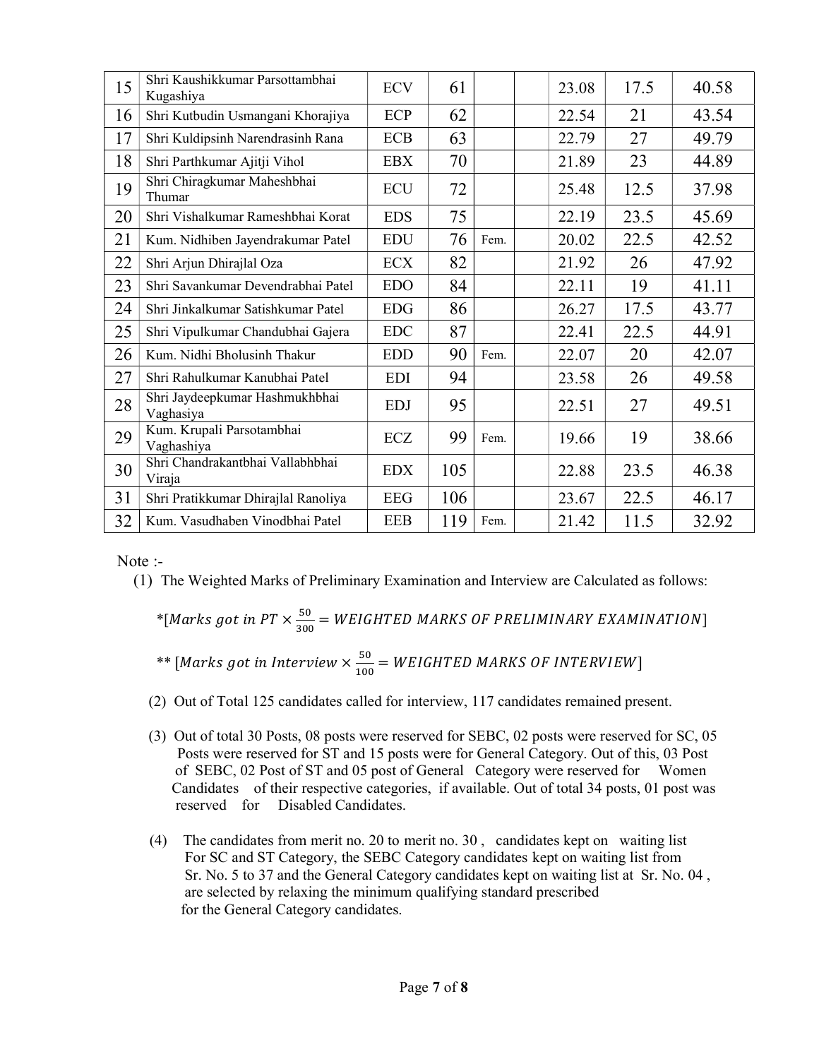| 15 | Shri Kaushikkumar Parsottambhai Kugashiya | ECV | 61 | | | 23.08 | 17.5 | 40.58 |
|---|---|---|---|---|---|---|---|---|
| 16 | Shri Kutbudin Usmangani Khorajiya | ECP | 62 | | | 22.54 | 21 | 43.54 |
| 17 | Shri Kuldipsinh Narendrasinh Rana | ECB | 63 | | | 22.79 | 27 | 49.79 |
| 18 | Shri Parthkumar Ajitji Vihol | EBX | 70 | | | 21.89 | 23 | 44.89 |
| 19 | Shri Chiragkumar Maheshbhai Thumar | ECU | 72 | | | 25.48 | 12.5 | 37.98 |
| 20 | Shri Vishalkumar Rameshbhai Korat | EDS | 75 | | | 22.19 | 23.5 | 45.69 |
| 21 | Kum. Nidhiben Jayendrakumar Patel | EDU | 76 | Fem. | | 20.02 | 22.5 | 42.52 |
| 22 | Shri Arjun Dhirajlal Oza | ECX | 82 | | | 21.92 | 26 | 47.92 |
| 23 | Shri Savankumar Devendrabhai Patel | EDO | 84 | | | 22.11 | 19 | 41.11 |
| 24 | Shri Jinkalkumar Satishkumar Patel | EDG | 86 | | | 26.27 | 17.5 | 43.77 |
| 25 | Shri Vipulkumar Chandubhai Gajera | EDC | 87 | | | 22.41 | 22.5 | 44.91 |
| 26 | Kum. Nidhi Bholusinh Thakur | EDD | 90 | Fem. | | 22.07 | 20 | 42.07 |
| 27 | Shri Rahulkumar Kanubhai Patel | EDI | 94 | | | 23.58 | 26 | 49.58 |
| 28 | Shri Jaydeepkumar Hashmukhbhai Vaghasiya | EDJ | 95 | | | 22.51 | 27 | 49.51 |
| 29 | Kum. Krupali Parsotambhai Vaghashiya | ECZ | 99 | Fem. | | 19.66 | 19 | 38.66 |
| 30 | Shri Chandrakantbhai Vallabhbhai Viraja | EDX | 105 | | | 22.88 | 23.5 | 46.38 |
| 31 | Shri Pratikkumar Dhirajlal Ranoliya | EEG | 106 | | | 23.67 | 22.5 | 46.17 |
| 32 | Kum. Vasudhaben Vinodbhai Patel | EEB | 119 | Fem. | | 21.42 | 11.5 | 32.92 |

Note :-

(1) The Weighted Marks of Preliminary Examination and Interview are Calculated as follows:

$$*[Marks\ got\ in\ PT \times \frac{50}{300} = WEIGHTED\ MARKS\ OF\ PRELIMINARY\ EXAMINATION]$$

$$**\ [Marks\ got\ in\ Interview \times \frac{50}{100} = WEIGHTED\ MARKS\ OF\ INTERVIEW]$$

(2) Out of Total 125 candidates called for interview, 117 candidates remained present.

(3) Out of total 30 Posts, 08 posts were reserved for SEBC, 02 posts were reserved for SC, 05 Posts were reserved for ST and 15 posts were for General Category. Out of this, 03 Post of SEBC, 02 Post of ST and 05 post of General Category were reserved for Women Candidates of their respective categories, if available. Out of total 34 posts, 01 post was reserved for Disabled Candidates.

(4) The candidates from merit no. 20 to merit no. 30 , candidates kept on waiting list For SC and ST Category, the SEBC Category candidates kept on waiting list from Sr. No. 5 to 37 and the General Category candidates kept on waiting list at Sr. No. 04 , are selected by relaxing the minimum qualifying standard prescribed for the General Category candidates.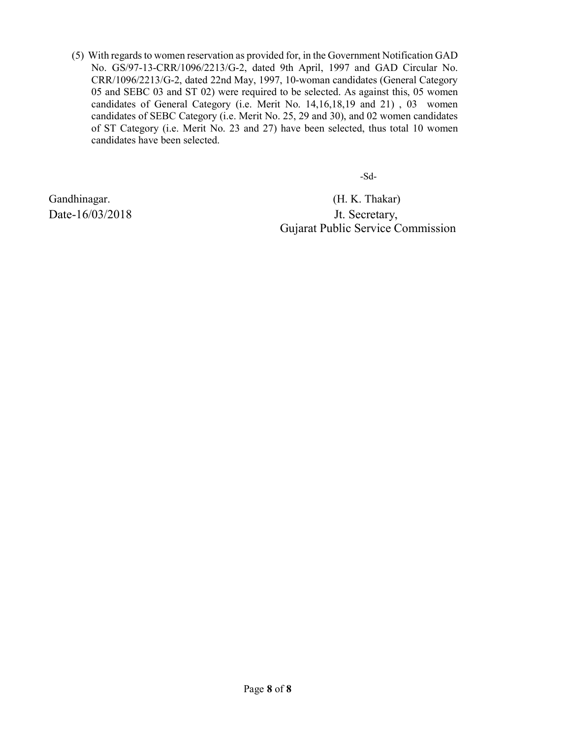(5) With regards to women reservation as provided for, in the Government Notification GAD No. GS/97-13-CRR/1096/2213/G-2, dated 9th April, 1997 and GAD Circular No. CRR/1096/2213/G-2, dated 22nd May, 1997, 10-woman candidates (General Category 05 and SEBC 03 and ST 02) were required to be selected. As against this, 05 women candidates of General Category (i.e. Merit No. 14,16,18,19 and 21) , 03 women candidates of SEBC Category (i.e. Merit No. 25, 29 and 30), and 02 women candidates of ST Category (i.e. Merit No. 23 and 27) have been selected, thus total 10 women candidates have been selected.

-Sd-

Gandhinagar.
Date-16/03/2018

(H. K. Thakar)
Jt. Secretary,
Gujarat Public Service Commission